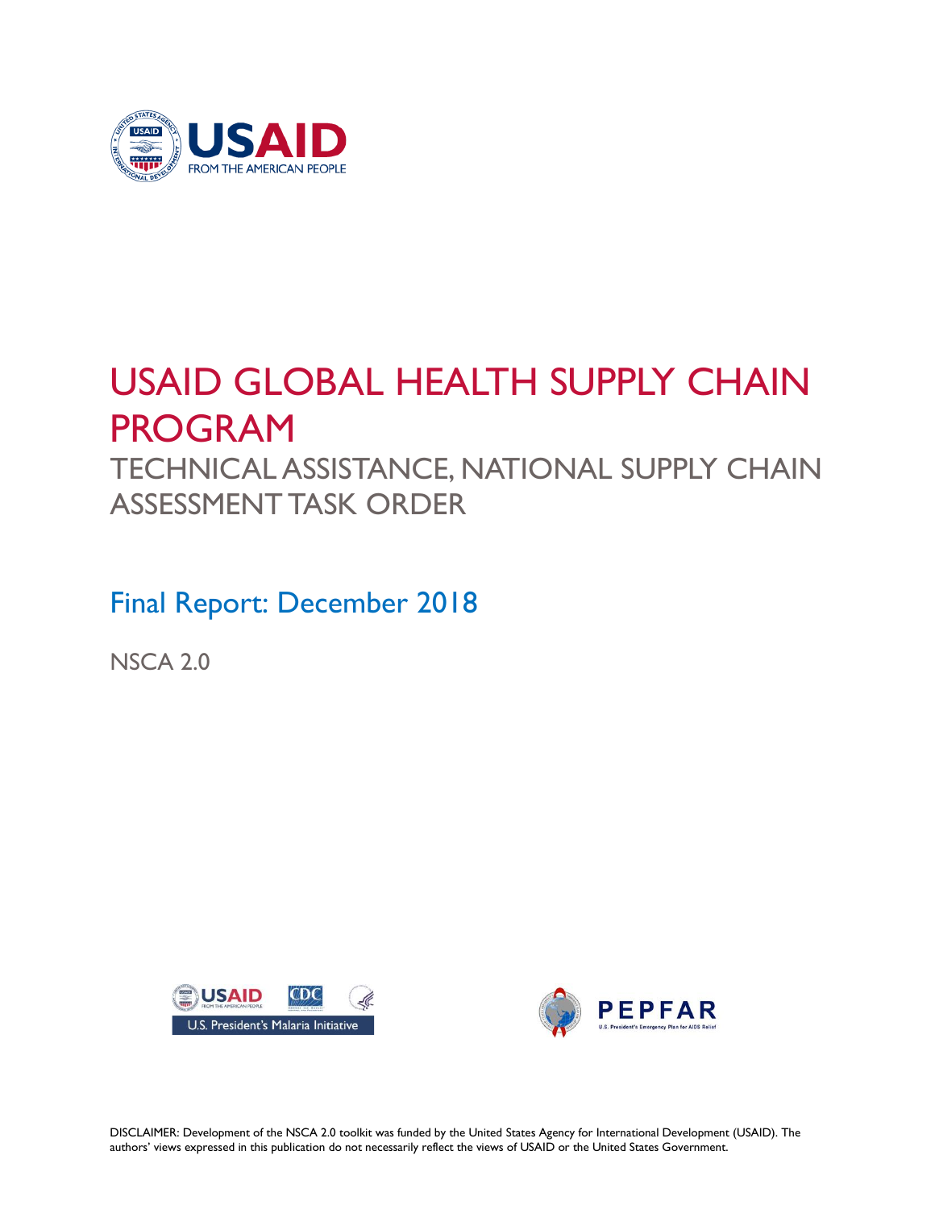# USAID GLOBAL HEALTH SUPPLY CHAIN PROGRAM

## TECHNICAL ASSISTANCE, NATIONAL SUPPLY CHAIN ASSESSMENT TASK ORDER

### Final Report: December 2018

NSCA 2.0

DISCLAIMER: Development of the NSCA 2.0 toolkit was funded by the United States Agency for International Development (USAID). The authors' views expressed in this publication do not necessarily reflect the views of USAID or the United States Government.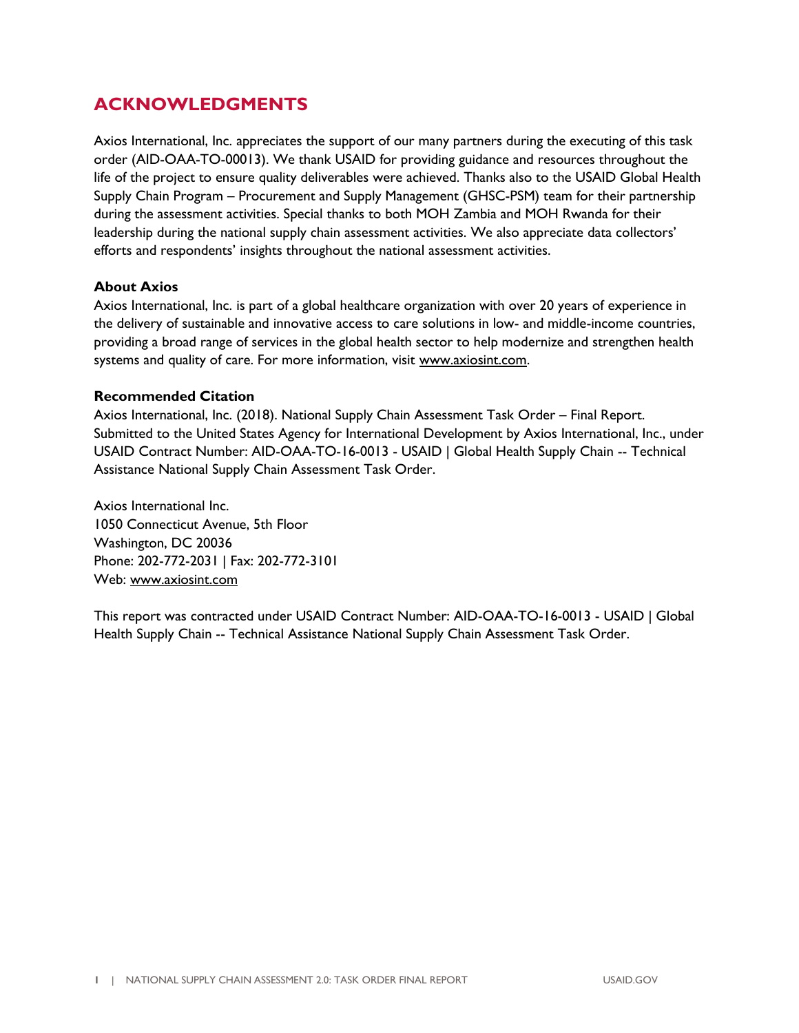## ACKNOWLEDGMENTS

Axios International, Inc. appreciates the support of our many partners during the executing of this task order (AID-OAA-TO-00013). We thank USAID for providing guidance and resources throughout the life of the project to ensure quality deliverables were achieved. Thanks also to the USAID Global Health Supply Chain Program – Procurement and Supply Management (GHSC-PSM) team for their partnership during the assessment activities. Special thanks to both MOH Zambia and MOH Rwanda for their leadership during the national supply chain assessment activities. We also appreciate data collectors' efforts and respondents' insights throughout the national assessment activities.

**About Axios**

Axios International, Inc. is part of a global healthcare organization with over 20 years of experience in the delivery of sustainable and innovative access to care solutions in low- and middle-income countries, providing a broad range of services in the global health sector to help modernize and strengthen health systems and quality of care. For more information, visit www.axiosint.com.

**Recommended Citation**

Axios International, Inc. (2018). National Supply Chain Assessment Task Order – Final Report. Submitted to the United States Agency for International Development by Axios International, Inc., under USAID Contract Number: AID-OAA-TO-16-0013 - USAID | Global Health Supply Chain -- Technical Assistance National Supply Chain Assessment Task Order.

Axios International Inc.
1050 Connecticut Avenue, 5th Floor
Washington, DC 20036
Phone: 202-772-2031 | Fax: 202-772-3101
Web: www.axiosint.com

This report was contracted under USAID Contract Number: AID-OAA-TO-16-0013 - USAID | Global Health Supply Chain -- Technical Assistance National Supply Chain Assessment Task Order.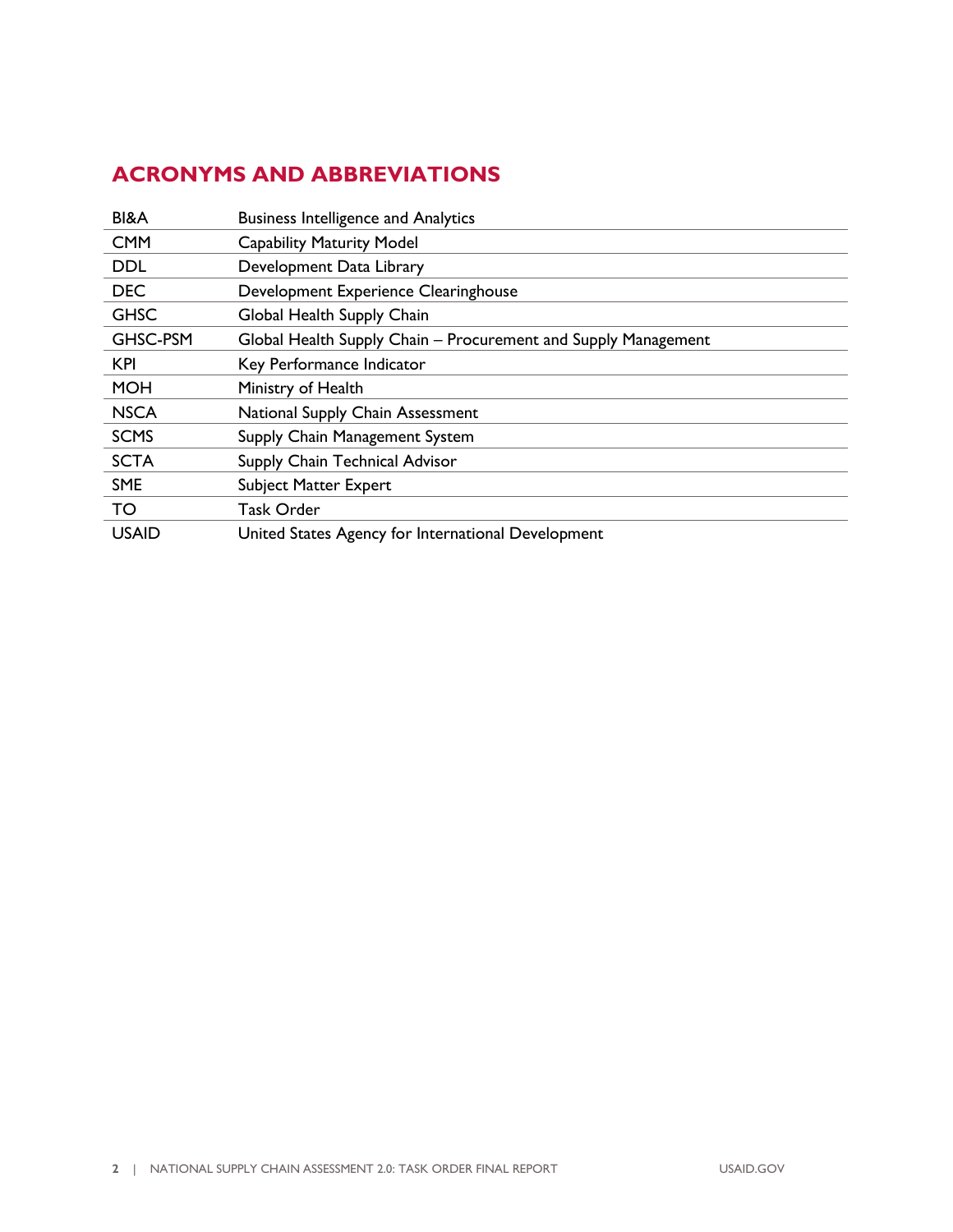## ACRONYMS AND ABBREVIATIONS

| | |
|---|---|
| BI&A | Business Intelligence and Analytics |
| CMM | Capability Maturity Model |
| DDL | Development Data Library |
| DEC | Development Experience Clearinghouse |
| GHSC | Global Health Supply Chain |
| GHSC-PSM | Global Health Supply Chain – Procurement and Supply Management |
| KPI | Key Performance Indicator |
| MOH | Ministry of Health |
| NSCA | National Supply Chain Assessment |
| SCMS | Supply Chain Management System |
| SCTA | Supply Chain Technical Advisor |
| SME | Subject Matter Expert |
| TO | Task Order |
| USAID | United States Agency for International Development |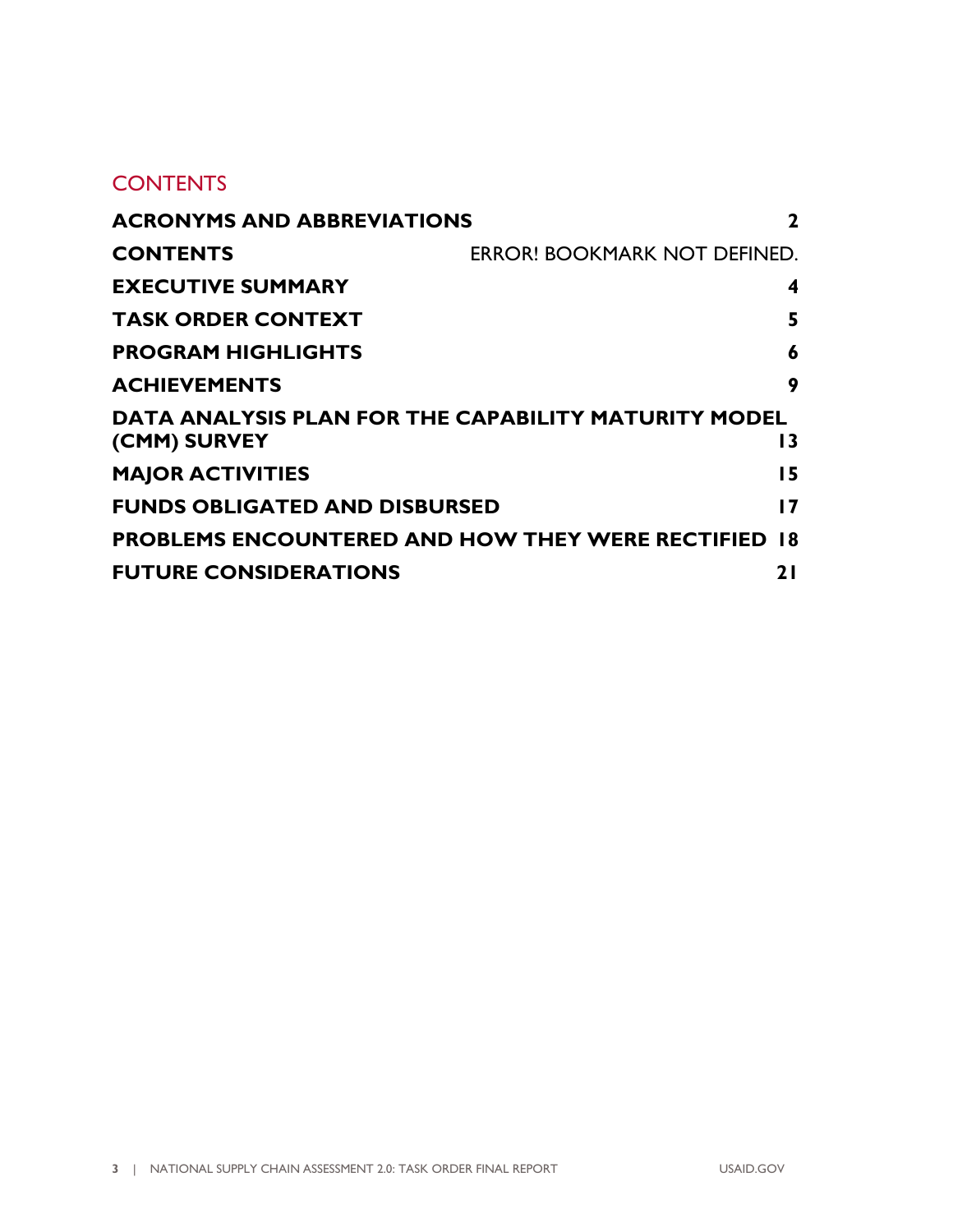## CONTENTS

| | |
|---|---|
| **ACRONYMS AND ABBREVIATIONS** | **2** |
| **CONTENTS** | ERROR! BOOKMARK NOT DEFINED. |
| **EXECUTIVE SUMMARY** | **4** |
| **TASK ORDER CONTEXT** | **5** |
| **PROGRAM HIGHLIGHTS** | **6** |
| **ACHIEVEMENTS** | **9** |
| **DATA ANALYSIS PLAN FOR THE CAPABILITY MATURITY MODEL (CMM) SURVEY** | **13** |
| **MAJOR ACTIVITIES** | **15** |
| **FUNDS OBLIGATED AND DISBURSED** | **17** |
| **PROBLEMS ENCOUNTERED AND HOW THEY WERE RECTIFIED** | **18** |
| **FUTURE CONSIDERATIONS** | **21** |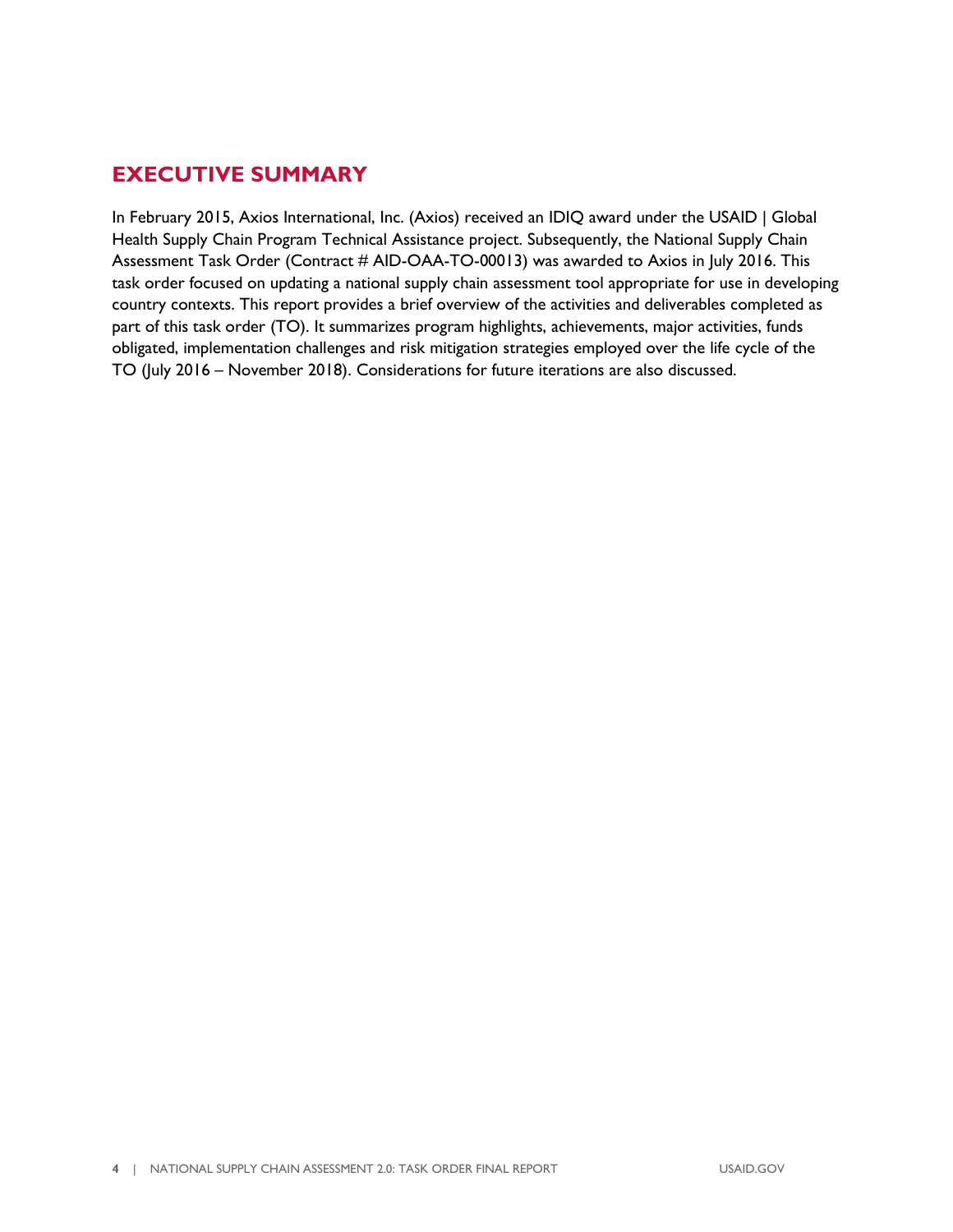## EXECUTIVE SUMMARY

In February 2015, Axios International, Inc. (Axios) received an IDIQ award under the USAID | Global Health Supply Chain Program Technical Assistance project. Subsequently, the National Supply Chain Assessment Task Order (Contract # AID-OAA-TO-00013) was awarded to Axios in July 2016. This task order focused on updating a national supply chain assessment tool appropriate for use in developing country contexts. This report provides a brief overview of the activities and deliverables completed as part of this task order (TO). It summarizes program highlights, achievements, major activities, funds obligated, implementation challenges and risk mitigation strategies employed over the life cycle of the TO (July 2016 – November 2018). Considerations for future iterations are also discussed.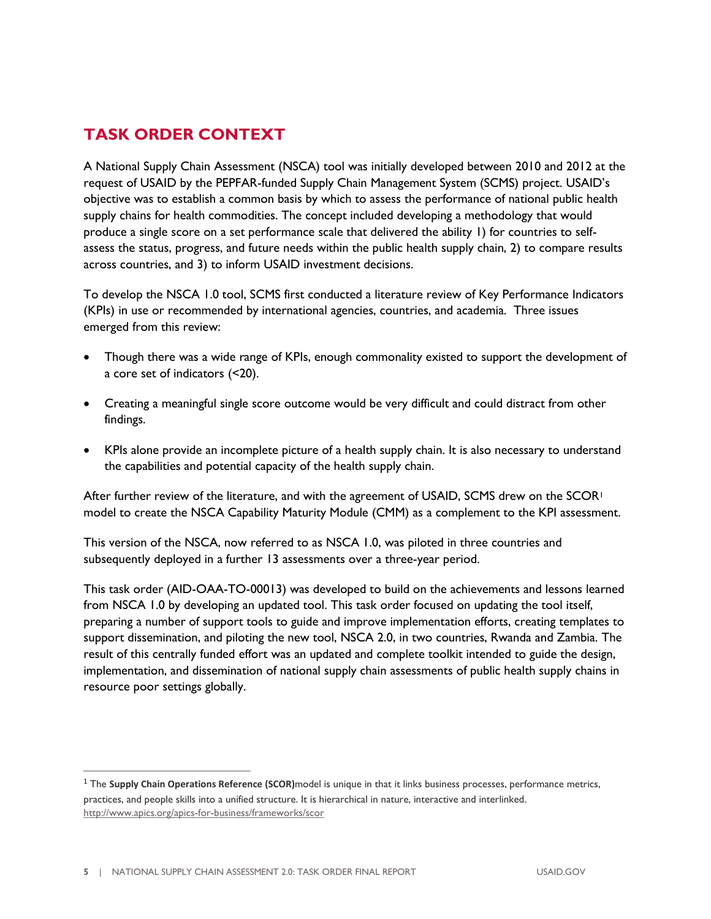## TASK ORDER CONTEXT

A National Supply Chain Assessment (NSCA) tool was initially developed between 2010 and 2012 at the request of USAID by the PEPFAR-funded Supply Chain Management System (SCMS) project. USAID's objective was to establish a common basis by which to assess the performance of national public health supply chains for health commodities. The concept included developing a methodology that would produce a single score on a set performance scale that delivered the ability 1) for countries to self-assess the status, progress, and future needs within the public health supply chain, 2) to compare results across countries, and 3) to inform USAID investment decisions.

To develop the NSCA 1.0 tool, SCMS first conducted a literature review of Key Performance Indicators (KPIs) in use or recommended by international agencies, countries, and academia. Three issues emerged from this review:

- Though there was a wide range of KPIs, enough commonality existed to support the development of a core set of indicators (<20).
- Creating a meaningful single score outcome would be very difficult and could distract from other findings.
- KPIs alone provide an incomplete picture of a health supply chain. It is also necessary to understand the capabilities and potential capacity of the health supply chain.

After further review of the literature, and with the agreement of USAID, SCMS drew on the SCOR[1] model to create the NSCA Capability Maturity Module (CMM) as a complement to the KPI assessment.

This version of the NSCA, now referred to as NSCA 1.0, was piloted in three countries and subsequently deployed in a further 13 assessments over a three-year period.

This task order (AID-OAA-TO-00013) was developed to build on the achievements and lessons learned from NSCA 1.0 by developing an updated tool. This task order focused on updating the tool itself, preparing a number of support tools to guide and improve implementation efforts, creating templates to support dissemination, and piloting the new tool, NSCA 2.0, in two countries, Rwanda and Zambia. The result of this centrally funded effort was an updated and complete toolkit intended to guide the design, implementation, and dissemination of national supply chain assessments of public health supply chains in resource poor settings globally.

---

[1] The **Supply Chain Operations Reference (SCOR)**model is unique in that it links business processes, performance metrics, practices, and people skills into a unified structure. It is hierarchical in nature, interactive and interlinked. http://www.apics.org/apics-for-business/frameworks/scor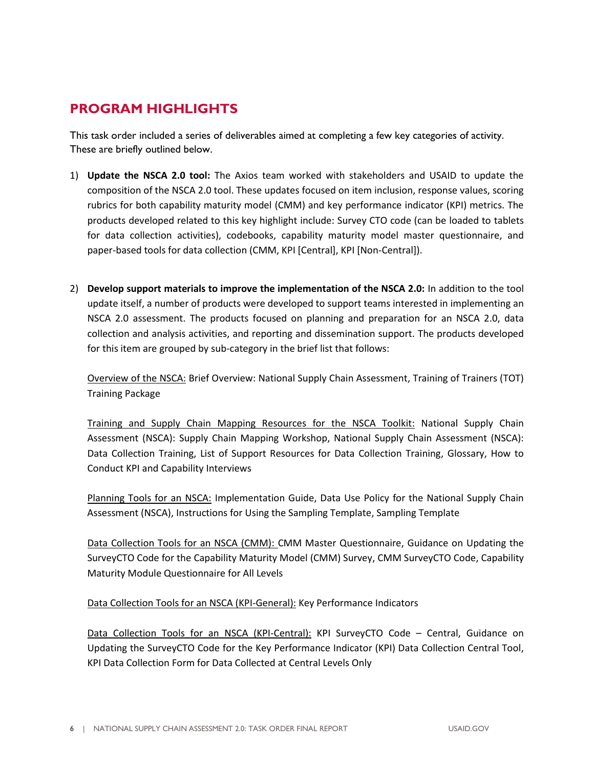## PROGRAM HIGHLIGHTS

This task order included a series of deliverables aimed at completing a few key categories of activity. These are briefly outlined below.

1) **Update the NSCA 2.0 tool:** The Axios team worked with stakeholders and USAID to update the composition of the NSCA 2.0 tool. These updates focused on item inclusion, response values, scoring rubrics for both capability maturity model (CMM) and key performance indicator (KPI) metrics. The products developed related to this key highlight include: Survey CTO code (can be loaded to tablets for data collection activities), codebooks, capability maturity model master questionnaire, and paper-based tools for data collection (CMM, KPI [Central], KPI [Non-Central]).

2) **Develop support materials to improve the implementation of the NSCA 2.0:** In addition to the tool update itself, a number of products were developed to support teams interested in implementing an NSCA 2.0 assessment. The products focused on planning and preparation for an NSCA 2.0, data collection and analysis activities, and reporting and dissemination support. The products developed for this item are grouped by sub-category in the brief list that follows:

   Overview of the NSCA: Brief Overview: National Supply Chain Assessment, Training of Trainers (TOT) Training Package

   Training and Supply Chain Mapping Resources for the NSCA Toolkit: National Supply Chain Assessment (NSCA): Supply Chain Mapping Workshop, National Supply Chain Assessment (NSCA): Data Collection Training, List of Support Resources for Data Collection Training, Glossary, How to Conduct KPI and Capability Interviews

   Planning Tools for an NSCA: Implementation Guide, Data Use Policy for the National Supply Chain Assessment (NSCA), Instructions for Using the Sampling Template, Sampling Template

   Data Collection Tools for an NSCA (CMM): CMM Master Questionnaire, Guidance on Updating the SurveyCTO Code for the Capability Maturity Model (CMM) Survey, CMM SurveyCTO Code, Capability Maturity Module Questionnaire for All Levels

   Data Collection Tools for an NSCA (KPI-General): Key Performance Indicators

   Data Collection Tools for an NSCA (KPI-Central): KPI SurveyCTO Code – Central, Guidance on Updating the SurveyCTO Code for the Key Performance Indicator (KPI) Data Collection Central Tool, KPI Data Collection Form for Data Collected at Central Levels Only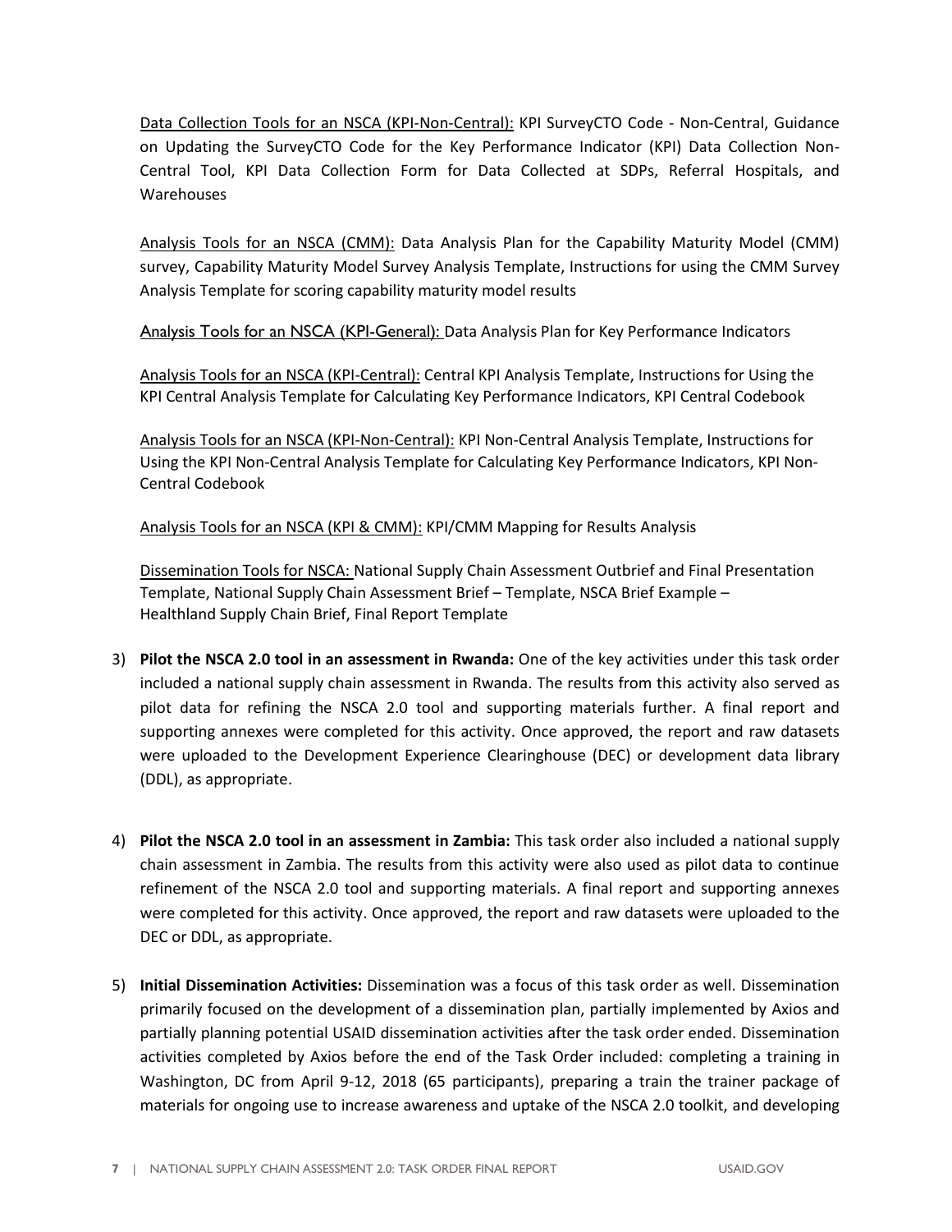Data Collection Tools for an NSCA (KPI-Non-Central): KPI SurveyCTO Code - Non-Central, Guidance on Updating the SurveyCTO Code for the Key Performance Indicator (KPI) Data Collection Non-Central Tool, KPI Data Collection Form for Data Collected at SDPs, Referral Hospitals, and Warehouses

Analysis Tools for an NSCA (CMM): Data Analysis Plan for the Capability Maturity Model (CMM) survey, Capability Maturity Model Survey Analysis Template, Instructions for using the CMM Survey Analysis Template for scoring capability maturity model results

Analysis Tools for an NSCA (KPI-General): Data Analysis Plan for Key Performance Indicators

Analysis Tools for an NSCA (KPI-Central): Central KPI Analysis Template, Instructions for Using the KPI Central Analysis Template for Calculating Key Performance Indicators, KPI Central Codebook

Analysis Tools for an NSCA (KPI-Non-Central): KPI Non-Central Analysis Template, Instructions for Using the KPI Non-Central Analysis Template for Calculating Key Performance Indicators, KPI Non-Central Codebook

Analysis Tools for an NSCA (KPI & CMM): KPI/CMM Mapping for Results Analysis

Dissemination Tools for NSCA: National Supply Chain Assessment Outbrief and Final Presentation Template, National Supply Chain Assessment Brief – Template, NSCA Brief Example – Healthland Supply Chain Brief, Final Report Template

3) **Pilot the NSCA 2.0 tool in an assessment in Rwanda:** One of the key activities under this task order included a national supply chain assessment in Rwanda. The results from this activity also served as pilot data for refining the NSCA 2.0 tool and supporting materials further. A final report and supporting annexes were completed for this activity. Once approved, the report and raw datasets were uploaded to the Development Experience Clearinghouse (DEC) or development data library (DDL), as appropriate.

4) **Pilot the NSCA 2.0 tool in an assessment in Zambia:** This task order also included a national supply chain assessment in Zambia. The results from this activity were also used as pilot data to continue refinement of the NSCA 2.0 tool and supporting materials. A final report and supporting annexes were completed for this activity. Once approved, the report and raw datasets were uploaded to the DEC or DDL, as appropriate.

5) **Initial Dissemination Activities:** Dissemination was a focus of this task order as well. Dissemination primarily focused on the development of a dissemination plan, partially implemented by Axios and partially planning potential USAID dissemination activities after the task order ended. Dissemination activities completed by Axios before the end of the Task Order included: completing a training in Washington, DC from April 9-12, 2018 (65 participants), preparing a train the trainer package of materials for ongoing use to increase awareness and uptake of the NSCA 2.0 toolkit, and developing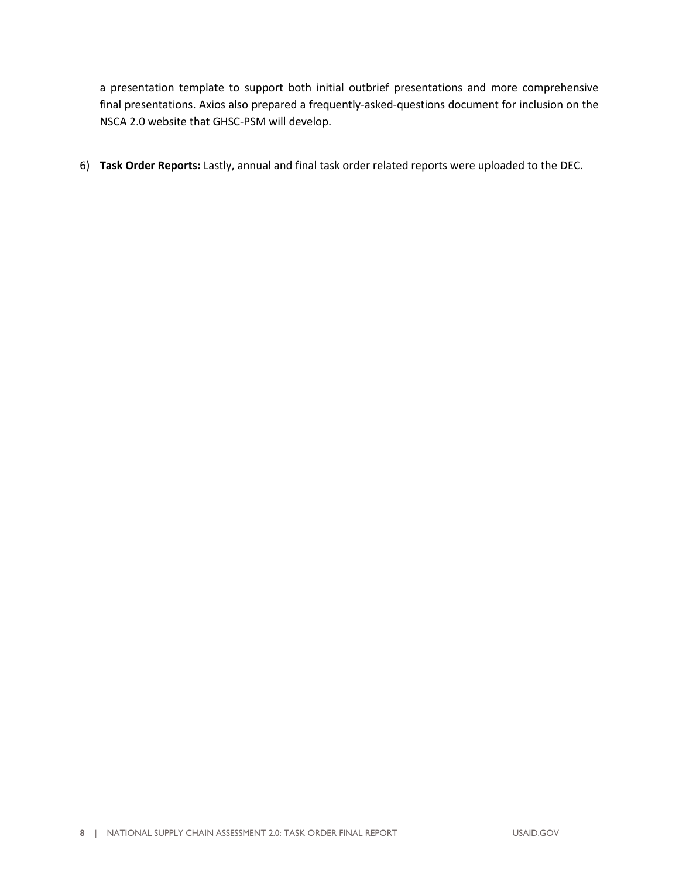a presentation template to support both initial outbrief presentations and more comprehensive final presentations. Axios also prepared a frequently-asked-questions document for inclusion on the NSCA 2.0 website that GHSC-PSM will develop.

6) **Task Order Reports:** Lastly, annual and final task order related reports were uploaded to the DEC.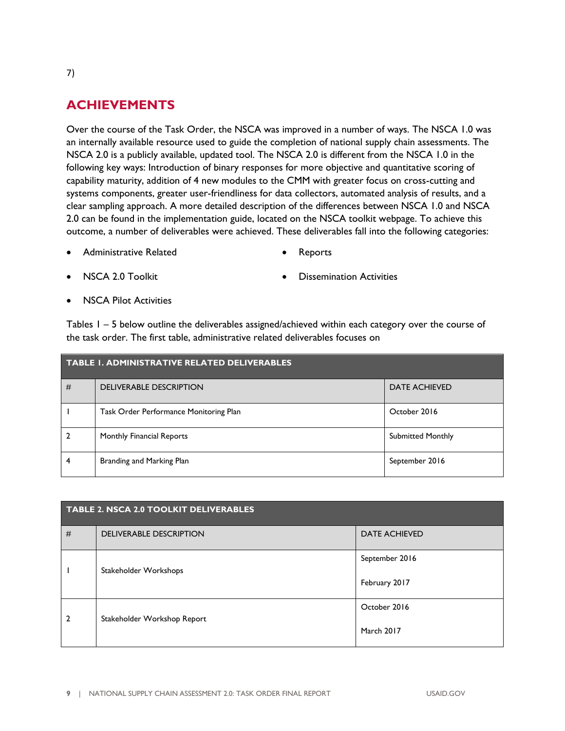7)

## ACHIEVEMENTS

Over the course of the Task Order, the NSCA was improved in a number of ways. The NSCA 1.0 was an internally available resource used to guide the completion of national supply chain assessments. The NSCA 2.0 is a publicly available, updated tool. The NSCA 2.0 is different from the NSCA 1.0 in the following key ways: Introduction of binary responses for more objective and quantitative scoring of capability maturity, addition of 4 new modules to the CMM with greater focus on cross-cutting and systems components, greater user-friendliness for data collectors, automated analysis of results, and a clear sampling approach. A more detailed description of the differences between NSCA 1.0 and NSCA 2.0 can be found in the implementation guide, located on the NSCA toolkit webpage. To achieve this outcome, a number of deliverables were achieved. These deliverables fall into the following categories:

- Administrative Related
- Reports
- NSCA 2.0 Toolkit
- Dissemination Activities
- NSCA Pilot Activities

Tables 1 – 5 below outline the deliverables assigned/achieved within each category over the course of the task order. The first table, administrative related deliverables focuses on

| TABLE 1. ADMINISTRATIVE RELATED DELIVERABLES | | |
|---|---|---|
| # | DELIVERABLE DESCRIPTION | DATE ACHIEVED |
| 1 | Task Order Performance Monitoring Plan | October 2016 |
| 2 | Monthly Financial Reports | Submitted Monthly |
| 4 | Branding and Marking Plan | September 2016 |

| TABLE 2. NSCA 2.0 TOOLKIT DELIVERABLES | | |
|---|---|---|
| # | DELIVERABLE DESCRIPTION | DATE ACHIEVED |
| 1 | Stakeholder Workshops | September 2016<br>February 2017 |
| 2 | Stakeholder Workshop Report | October 2016<br>March 2017 |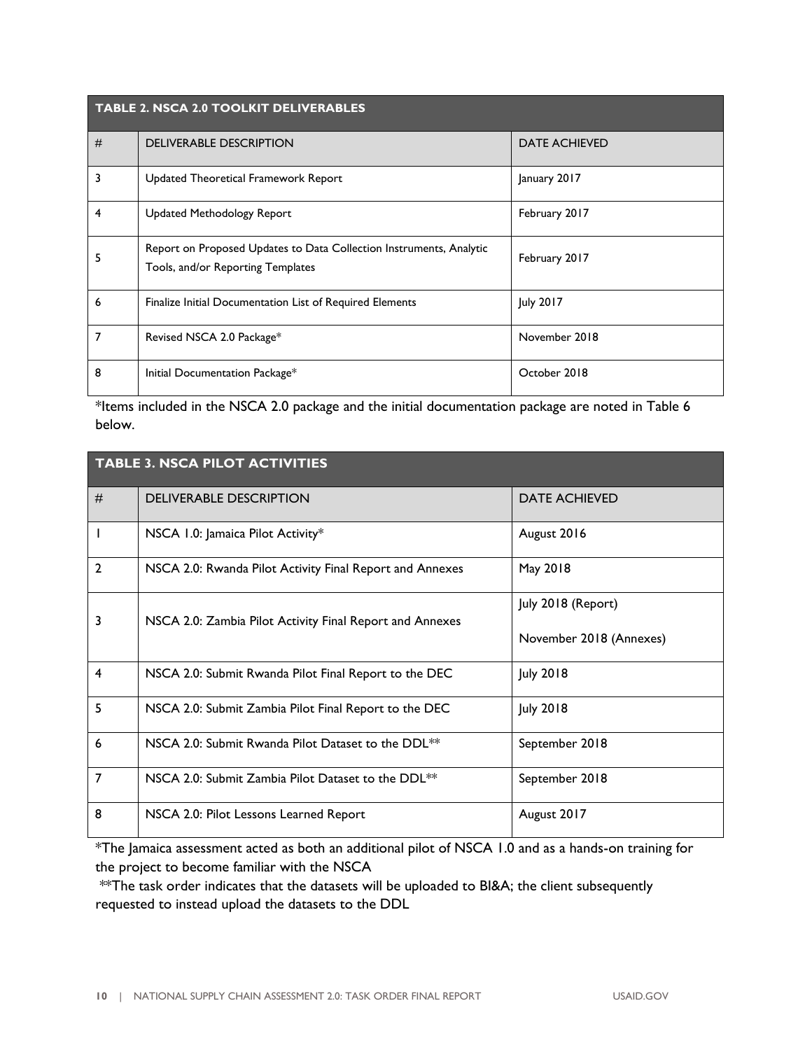| TABLE 2. NSCA 2.0 TOOLKIT DELIVERABLES | | |
|---|---|---|
| # | DELIVERABLE DESCRIPTION | DATE ACHIEVED |
| 3 | Updated Theoretical Framework Report | January 2017 |
| 4 | Updated Methodology Report | February 2017 |
| 5 | Report on Proposed Updates to Data Collection Instruments, Analytic Tools, and/or Reporting Templates | February 2017 |
| 6 | Finalize Initial Documentation List of Required Elements | July 2017 |
| 7 | Revised NSCA 2.0 Package* | November 2018 |
| 8 | Initial Documentation Package* | October 2018 |

*Items included in the NSCA 2.0 package and the initial documentation package are noted in Table 6 below.

| TABLE 3. NSCA PILOT ACTIVITIES | | |
|---|---|---|
| # | DELIVERABLE DESCRIPTION | DATE ACHIEVED |
| 1 | NSCA 1.0: Jamaica Pilot Activity* | August 2016 |
| 2 | NSCA 2.0: Rwanda Pilot Activity Final Report and Annexes | May 2018 |
| 3 | NSCA 2.0: Zambia Pilot Activity Final Report and Annexes | July 2018 (Report)<br>November 2018 (Annexes) |
| 4 | NSCA 2.0: Submit Rwanda Pilot Final Report to the DEC | July 2018 |
| 5 | NSCA 2.0: Submit Zambia Pilot Final Report to the DEC | July 2018 |
| 6 | NSCA 2.0: Submit Rwanda Pilot Dataset to the DDL** | September 2018 |
| 7 | NSCA 2.0: Submit Zambia Pilot Dataset to the DDL** | September 2018 |
| 8 | NSCA 2.0: Pilot Lessons Learned Report | August 2017 |

*The Jamaica assessment acted as both an additional pilot of NSCA 1.0 and as a hands-on training for the project to become familiar with the NSCA

**The task order indicates that the datasets will be uploaded to BI&A; the client subsequently requested to instead upload the datasets to the DDL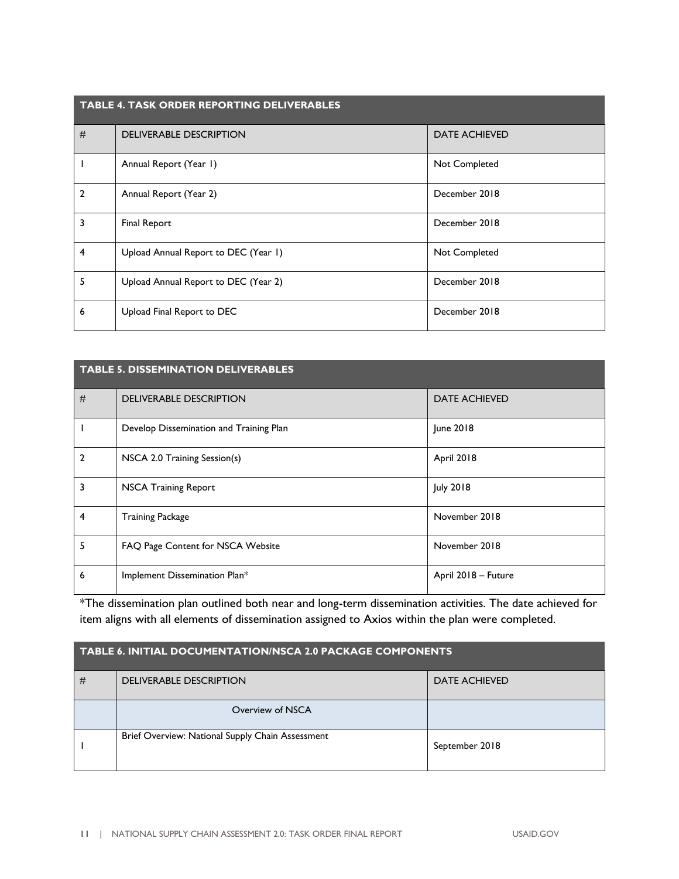| TABLE 4. TASK ORDER REPORTING DELIVERABLES | | |
|---|---|---|
| # | DELIVERABLE DESCRIPTION | DATE ACHIEVED |
| 1 | Annual Report (Year 1) | Not Completed |
| 2 | Annual Report (Year 2) | December 2018 |
| 3 | Final Report | December 2018 |
| 4 | Upload Annual Report to DEC (Year 1) | Not Completed |
| 5 | Upload Annual Report to DEC (Year 2) | December 2018 |
| 6 | Upload Final Report to DEC | December 2018 |

| TABLE 5. DISSEMINATION DELIVERABLES | | |
|---|---|---|
| # | DELIVERABLE DESCRIPTION | DATE ACHIEVED |
| 1 | Develop Dissemination and Training Plan | June 2018 |
| 2 | NSCA 2.0 Training Session(s) | April 2018 |
| 3 | NSCA Training Report | July 2018 |
| 4 | Training Package | November 2018 |
| 5 | FAQ Page Content for NSCA Website | November 2018 |
| 6 | Implement Dissemination Plan* | April 2018 – Future |

*The dissemination plan outlined both near and long-term dissemination activities. The date achieved for item aligns with all elements of dissemination assigned to Axios within the plan were completed.

| TABLE 6. INITIAL DOCUMENTATION/NSCA 2.0 PACKAGE COMPONENTS | | |
|---|---|---|
| # | DELIVERABLE DESCRIPTION | DATE ACHIEVED |
| | Overview of NSCA | |
| 1 | Brief Overview: National Supply Chain Assessment | September 2018 |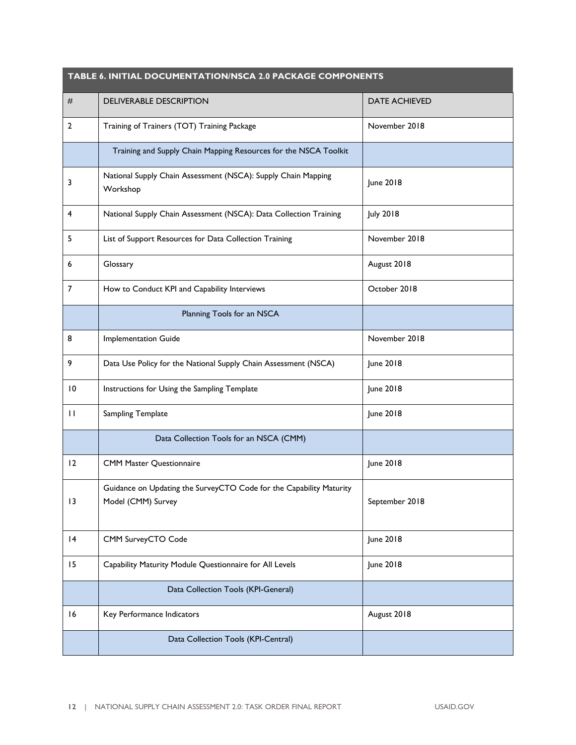| TABLE 6. INITIAL DOCUMENTATION/NSCA 2.0 PACKAGE COMPONENTS | | |
|---|---|---|
| # | DELIVERABLE DESCRIPTION | DATE ACHIEVED |
| 2 | Training of Trainers (TOT) Training Package | November 2018 |
| | Training and Supply Chain Mapping Resources for the NSCA Toolkit | |
| 3 | National Supply Chain Assessment (NSCA): Supply Chain Mapping Workshop | June 2018 |
| 4 | National Supply Chain Assessment (NSCA): Data Collection Training | July 2018 |
| 5 | List of Support Resources for Data Collection Training | November 2018 |
| 6 | Glossary | August 2018 |
| 7 | How to Conduct KPI and Capability Interviews | October 2018 |
| | Planning Tools for an NSCA | |
| 8 | Implementation Guide | November 2018 |
| 9 | Data Use Policy for the National Supply Chain Assessment (NSCA) | June 2018 |
| 10 | Instructions for Using the Sampling Template | June 2018 |
| 11 | Sampling Template | June 2018 |
| | Data Collection Tools for an NSCA (CMM) | |
| 12 | CMM Master Questionnaire | June 2018 |
| 13 | Guidance on Updating the SurveyCTO Code for the Capability Maturity Model (CMM) Survey | September 2018 |
| 14 | CMM SurveyCTO Code | June 2018 |
| 15 | Capability Maturity Module Questionnaire for All Levels | June 2018 |
| | Data Collection Tools (KPI-General) | |
| 16 | Key Performance Indicators | August 2018 |
| | Data Collection Tools (KPI-Central) | |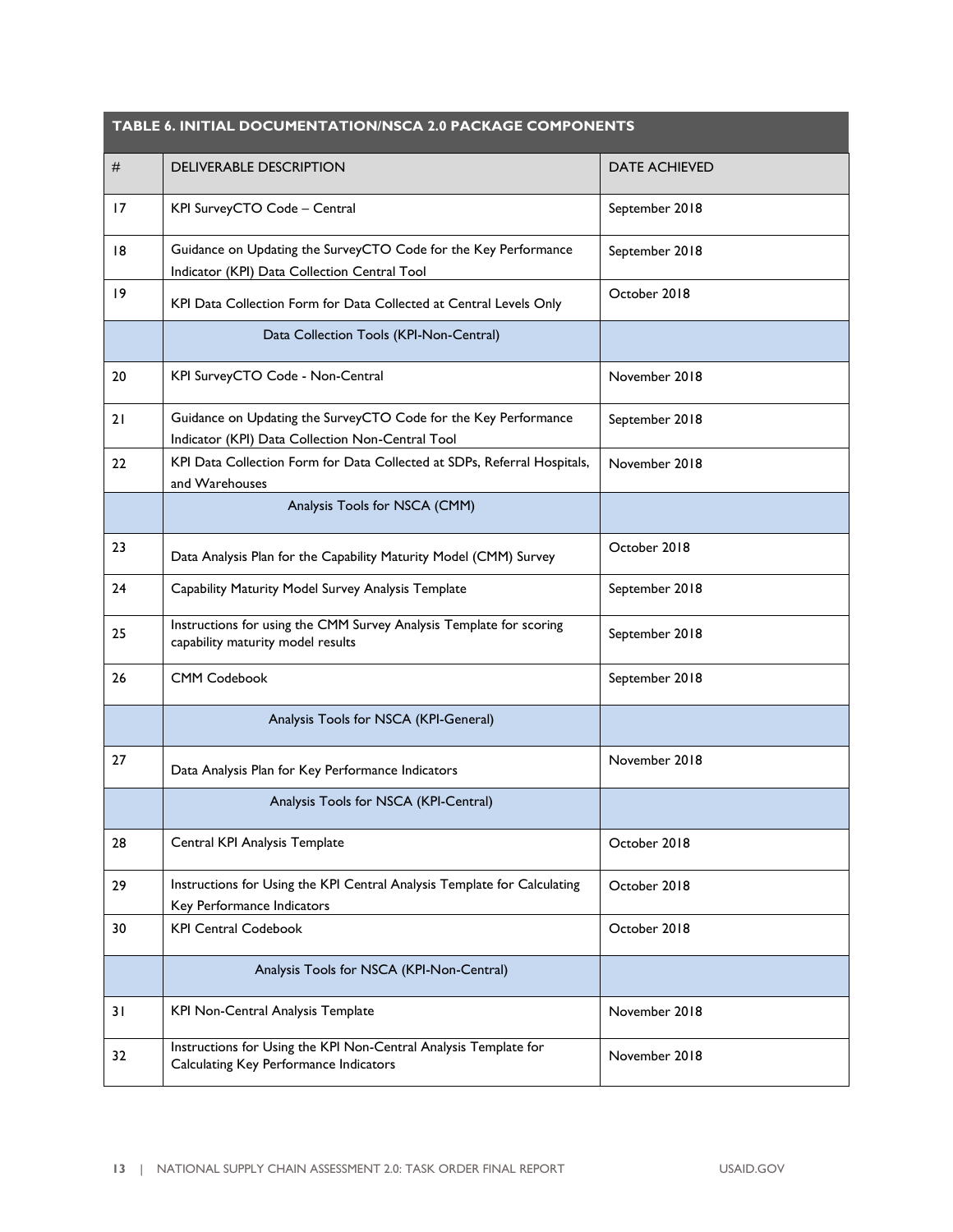| TABLE 6. INITIAL DOCUMENTATION/NSCA 2.0 PACKAGE COMPONENTS | | |
|---|---|---|
| # | DELIVERABLE DESCRIPTION | DATE ACHIEVED |
| 17 | KPI SurveyCTO Code – Central | September 2018 |
| 18 | Guidance on Updating the SurveyCTO Code for the Key Performance Indicator (KPI) Data Collection Central Tool | September 2018 |
| 19 | KPI Data Collection Form for Data Collected at Central Levels Only | October 2018 |
| | Data Collection Tools (KPI-Non-Central) | |
| 20 | KPI SurveyCTO Code - Non-Central | November 2018 |
| 21 | Guidance on Updating the SurveyCTO Code for the Key Performance Indicator (KPI) Data Collection Non-Central Tool | September 2018 |
| 22 | KPI Data Collection Form for Data Collected at SDPs, Referral Hospitals, and Warehouses | November 2018 |
| | Analysis Tools for NSCA (CMM) | |
| 23 | Data Analysis Plan for the Capability Maturity Model (CMM) Survey | October 2018 |
| 24 | Capability Maturity Model Survey Analysis Template | September 2018 |
| 25 | Instructions for using the CMM Survey Analysis Template for scoring capability maturity model results | September 2018 |
| 26 | CMM Codebook | September 2018 |
| | Analysis Tools for NSCA (KPI-General) | |
| 27 | Data Analysis Plan for Key Performance Indicators | November 2018 |
| | Analysis Tools for NSCA (KPI-Central) | |
| 28 | Central KPI Analysis Template | October 2018 |
| 29 | Instructions for Using the KPI Central Analysis Template for Calculating Key Performance Indicators | October 2018 |
| 30 | KPI Central Codebook | October 2018 |
| | Analysis Tools for NSCA (KPI-Non-Central) | |
| 31 | KPI Non-Central Analysis Template | November 2018 |
| 32 | Instructions for Using the KPI Non-Central Analysis Template for Calculating Key Performance Indicators | November 2018 |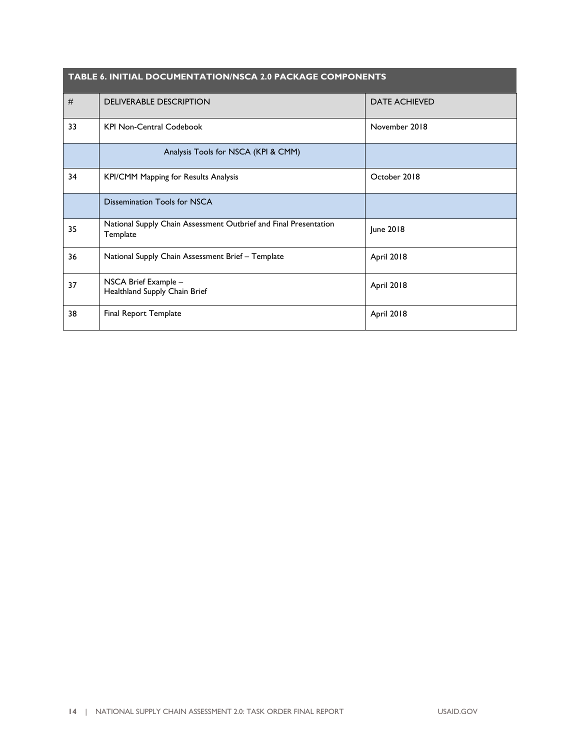| TABLE 6. INITIAL DOCUMENTATION/NSCA 2.0 PACKAGE COMPONENTS | | |
|---|---|---|
| # | DELIVERABLE DESCRIPTION | DATE ACHIEVED |
| 33 | KPI Non-Central Codebook | November 2018 |
| | Analysis Tools for NSCA (KPI & CMM) | |
| 34 | KPI/CMM Mapping for Results Analysis | October 2018 |
| | Dissemination Tools for NSCA | |
| 35 | National Supply Chain Assessment Outbrief and Final Presentation Template | June 2018 |
| 36 | National Supply Chain Assessment Brief – Template | April 2018 |
| 37 | NSCA Brief Example – Healthland Supply Chain Brief | April 2018 |
| 38 | Final Report Template | April 2018 |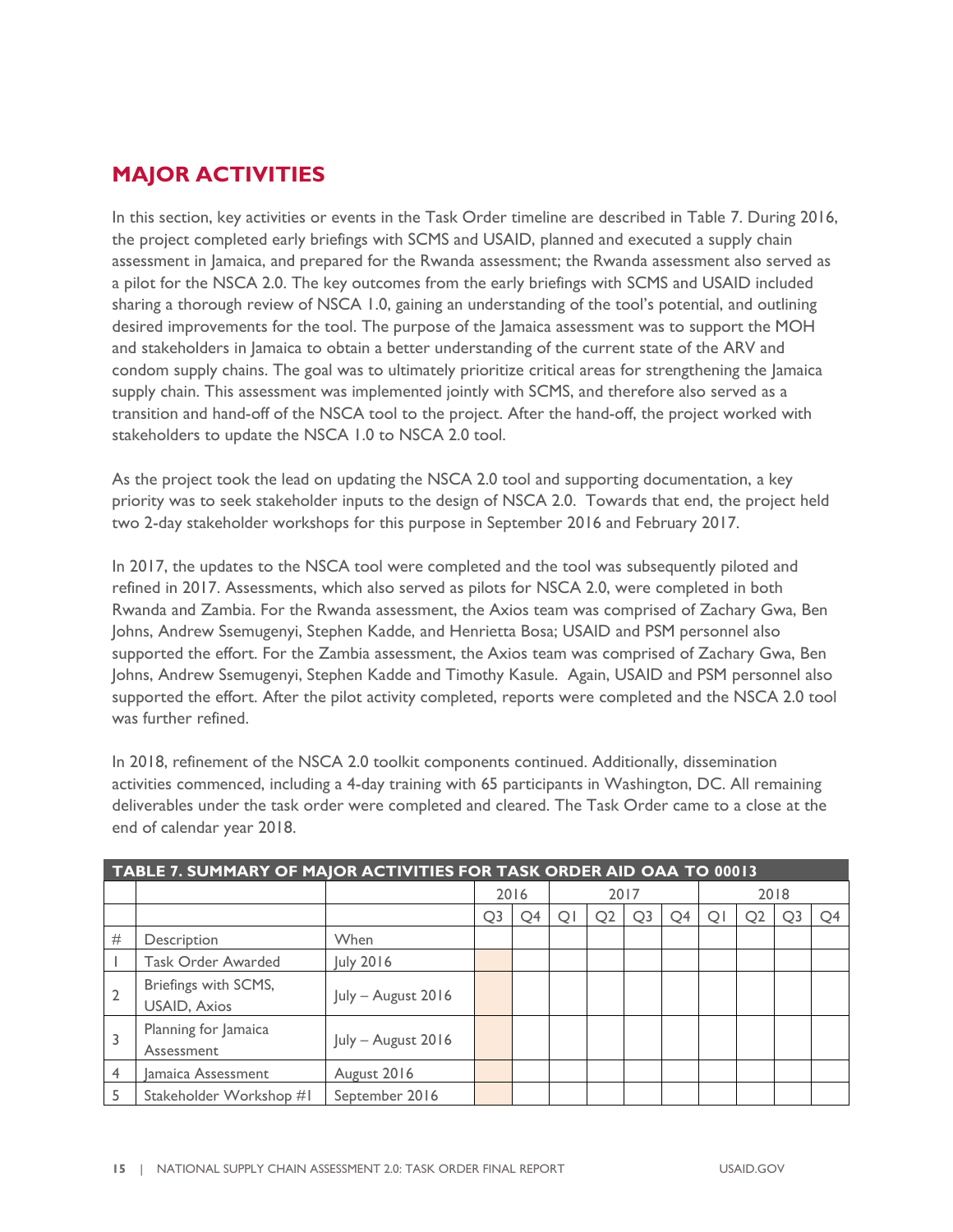## MAJOR ACTIVITIES

In this section, key activities or events in the Task Order timeline are described in Table 7. During 2016, the project completed early briefings with SCMS and USAID, planned and executed a supply chain assessment in Jamaica, and prepared for the Rwanda assessment; the Rwanda assessment also served as a pilot for the NSCA 2.0. The key outcomes from the early briefings with SCMS and USAID included sharing a thorough review of NSCA 1.0, gaining an understanding of the tool's potential, and outlining desired improvements for the tool. The purpose of the Jamaica assessment was to support the MOH and stakeholders in Jamaica to obtain a better understanding of the current state of the ARV and condom supply chains. The goal was to ultimately prioritize critical areas for strengthening the Jamaica supply chain. This assessment was implemented jointly with SCMS, and therefore also served as a transition and hand-off of the NSCA tool to the project. After the hand-off, the project worked with stakeholders to update the NSCA 1.0 to NSCA 2.0 tool.

As the project took the lead on updating the NSCA 2.0 tool and supporting documentation, a key priority was to seek stakeholder inputs to the design of NSCA 2.0. Towards that end, the project held two 2-day stakeholder workshops for this purpose in September 2016 and February 2017.

In 2017, the updates to the NSCA tool were completed and the tool was subsequently piloted and refined in 2017. Assessments, which also served as pilots for NSCA 2.0, were completed in both Rwanda and Zambia. For the Rwanda assessment, the Axios team was comprised of Zachary Gwa, Ben Johns, Andrew Ssemugenyi, Stephen Kadde, and Henrietta Bosa; USAID and PSM personnel also supported the effort. For the Zambia assessment, the Axios team was comprised of Zachary Gwa, Ben Johns, Andrew Ssemugenyi, Stephen Kadde and Timothy Kasule. Again, USAID and PSM personnel also supported the effort. After the pilot activity completed, reports were completed and the NSCA 2.0 tool was further refined.

In 2018, refinement of the NSCA 2.0 toolkit components continued. Additionally, dissemination activities commenced, including a 4-day training with 65 participants in Washington, DC. All remaining deliverables under the task order were completed and cleared. The Task Order came to a close at the end of calendar year 2018.

**TABLE 7. SUMMARY OF MAJOR ACTIVITIES FOR TASK ORDER AID OAA TO 00013**

| | | | 2016 | | 2017 | | | | 2018 | | | |
|---|---|---|---|---|---|---|---|---|---|---|---|---|
| | | | Q3 | Q4 | Q1 | Q2 | Q3 | Q4 | Q1 | Q2 | Q3 | Q4 |
| # | Description | When | | | | | | | | | | |
| 1 | Task Order Awarded | July 2016 | | | | | | | | | | |
| 2 | Briefings with SCMS, USAID, Axios | July – August 2016 | | | | | | | | | | |
| 3 | Planning for Jamaica Assessment | July – August 2016 | | | | | | | | | | |
| 4 | Jamaica Assessment | August 2016 | | | | | | | | | | |
| 5 | Stakeholder Workshop #1 | September 2016 | | | | | | | | | | |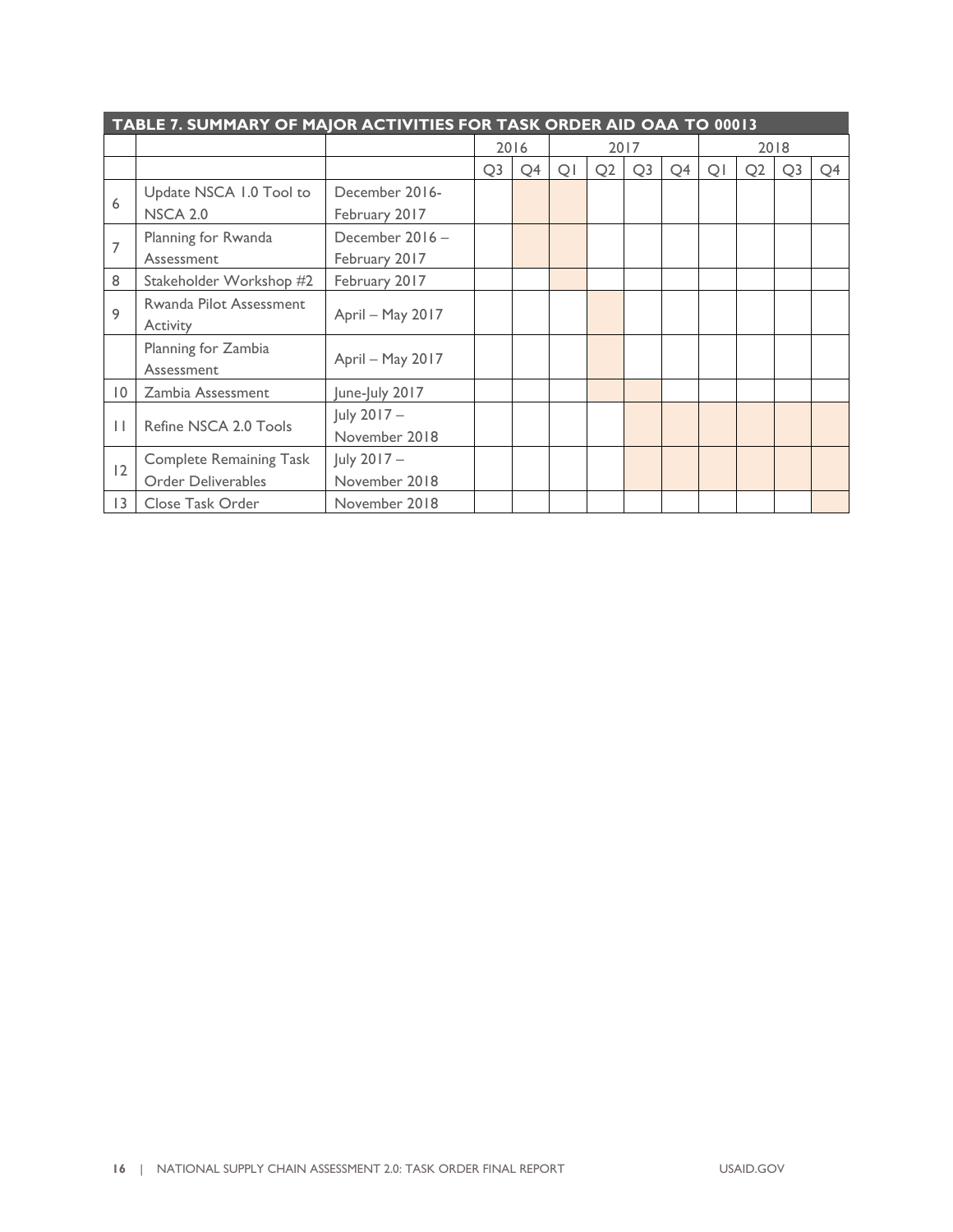| TABLE 7. SUMMARY OF MAJOR ACTIVITIES FOR TASK ORDER AID OAA TO 00013 | | | | | | | | | | | | |
|---|---|---|---|---|---|---|---|---|---|---|---|---|
| | | | 2016 | | 2017 | | | | 2018 | | | |
| | | | Q3 | Q4 | Q1 | Q2 | Q3 | Q4 | Q1 | Q2 | Q3 | Q4 |
| 6 | Update NSCA 1.0 Tool to NSCA 2.0 | December 2016-February 2017 | | | | | | | | | | |
| 7 | Planning for Rwanda Assessment | December 2016 – February 2017 | | | | | | | | | | |
| 8 | Stakeholder Workshop #2 | February 2017 | | | | | | | | | | |
| 9 | Rwanda Pilot Assessment Activity | April – May 2017 | | | | | | | | | | |
| | Planning for Zambia Assessment | April – May 2017 | | | | | | | | | | |
| 10 | Zambia Assessment | June-July 2017 | | | | | | | | | | |
| 11 | Refine NSCA 2.0 Tools | July 2017 – November 2018 | | | | | | | | | | |
| 12 | Complete Remaining Task Order Deliverables | July 2017 – November 2018 | | | | | | | | | | |
| 13 | Close Task Order | November 2018 | | | | | | | | | | |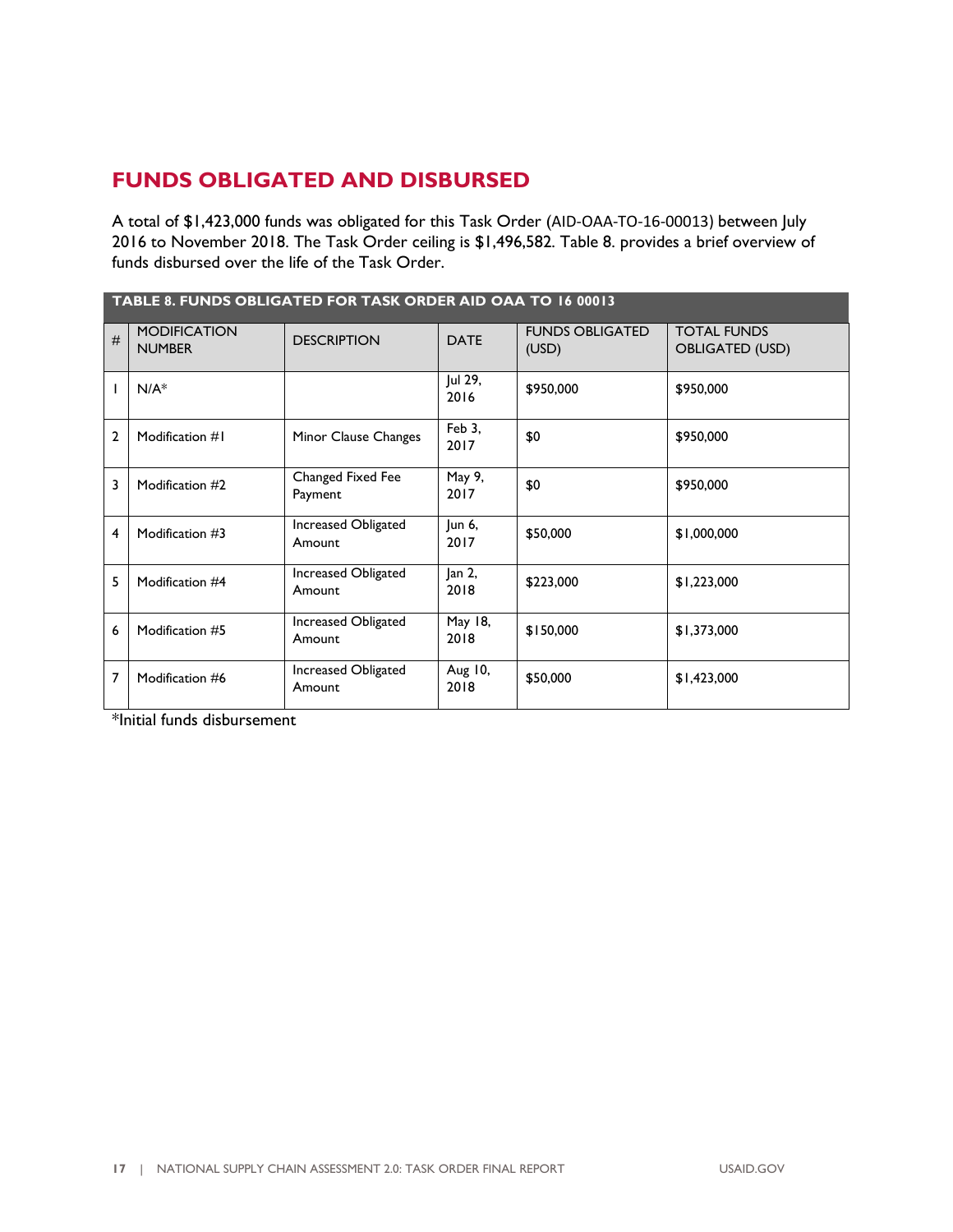## FUNDS OBLIGATED AND DISBURSED

A total of $1,423,000 funds was obligated for this Task Order (AID-OAA-TO-16-00013) between July 2016 to November 2018. The Task Order ceiling is $1,496,582. Table 8. provides a brief overview of funds disbursed over the life of the Task Order.

**TABLE 8. FUNDS OBLIGATED FOR TASK ORDER AID OAA TO 16 00013**

| # | MODIFICATION NUMBER | DESCRIPTION | DATE | FUNDS OBLIGATED (USD) | TOTAL FUNDS OBLIGATED (USD) |
|---|---|---|---|---|---|
| 1 | N/A* | | Jul 29, 2016 | $950,000 | $950,000 |
| 2 | Modification #1 | Minor Clause Changes | Feb 3, 2017 | $0 | $950,000 |
| 3 | Modification #2 | Changed Fixed Fee Payment | May 9, 2017 | $0 | $950,000 |
| 4 | Modification #3 | Increased Obligated Amount | Jun 6, 2017 | $50,000 | $1,000,000 |
| 5 | Modification #4 | Increased Obligated Amount | Jan 2, 2018 | $223,000 | $1,223,000 |
| 6 | Modification #5 | Increased Obligated Amount | May 18, 2018 | $150,000 | $1,373,000 |
| 7 | Modification #6 | Increased Obligated Amount | Aug 10, 2018 | $50,000 | $1,423,000 |

*Initial funds disbursement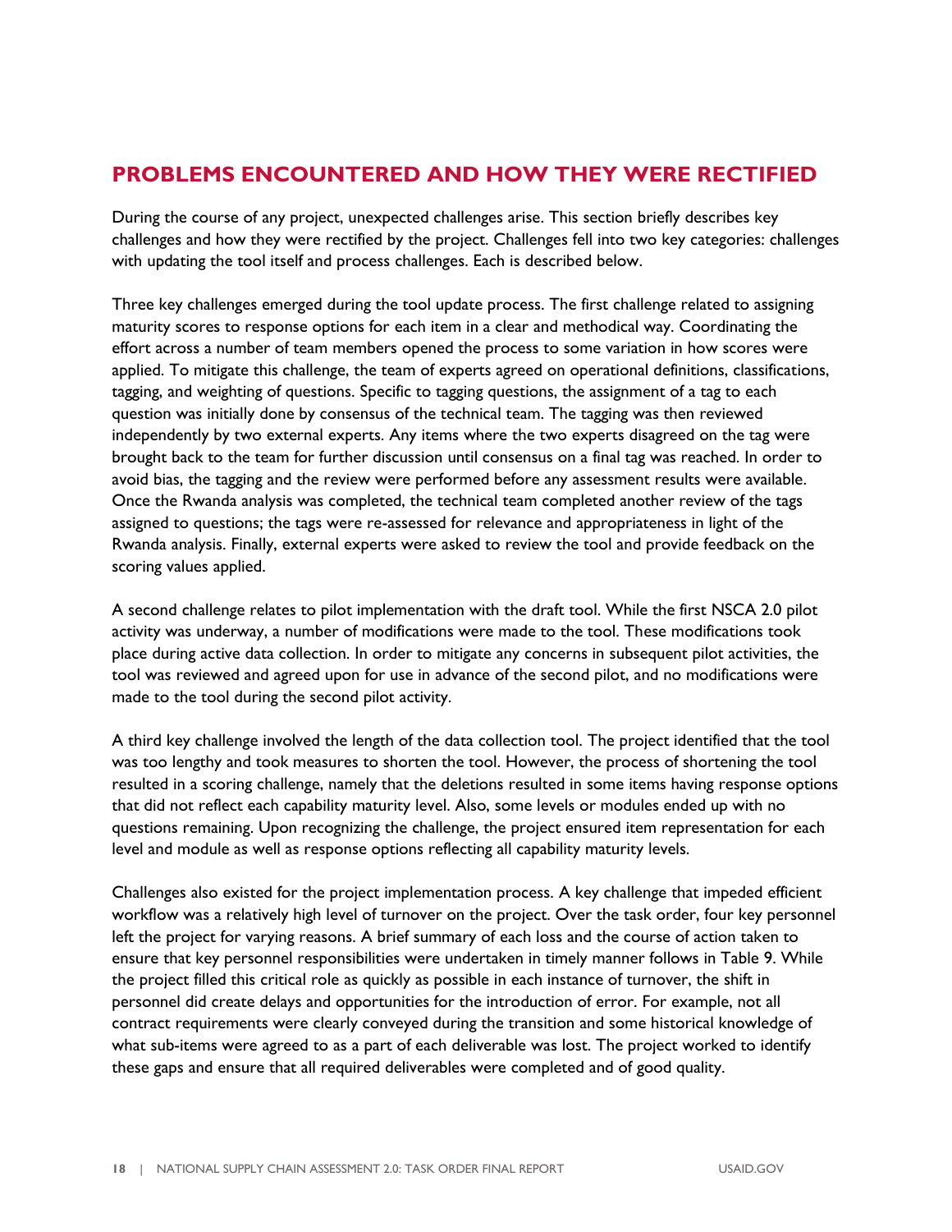## PROBLEMS ENCOUNTERED AND HOW THEY WERE RECTIFIED

During the course of any project, unexpected challenges arise. This section briefly describes key challenges and how they were rectified by the project. Challenges fell into two key categories: challenges with updating the tool itself and process challenges. Each is described below.

Three key challenges emerged during the tool update process. The first challenge related to assigning maturity scores to response options for each item in a clear and methodical way. Coordinating the effort across a number of team members opened the process to some variation in how scores were applied. To mitigate this challenge, the team of experts agreed on operational definitions, classifications, tagging, and weighting of questions. Specific to tagging questions, the assignment of a tag to each question was initially done by consensus of the technical team. The tagging was then reviewed independently by two external experts. Any items where the two experts disagreed on the tag were brought back to the team for further discussion until consensus on a final tag was reached. In order to avoid bias, the tagging and the review were performed before any assessment results were available. Once the Rwanda analysis was completed, the technical team completed another review of the tags assigned to questions; the tags were re-assessed for relevance and appropriateness in light of the Rwanda analysis. Finally, external experts were asked to review the tool and provide feedback on the scoring values applied.

A second challenge relates to pilot implementation with the draft tool. While the first NSCA 2.0 pilot activity was underway, a number of modifications were made to the tool. These modifications took place during active data collection. In order to mitigate any concerns in subsequent pilot activities, the tool was reviewed and agreed upon for use in advance of the second pilot, and no modifications were made to the tool during the second pilot activity.

A third key challenge involved the length of the data collection tool. The project identified that the tool was too lengthy and took measures to shorten the tool. However, the process of shortening the tool resulted in a scoring challenge, namely that the deletions resulted in some items having response options that did not reflect each capability maturity level. Also, some levels or modules ended up with no questions remaining. Upon recognizing the challenge, the project ensured item representation for each level and module as well as response options reflecting all capability maturity levels.

Challenges also existed for the project implementation process. A key challenge that impeded efficient workflow was a relatively high level of turnover on the project. Over the task order, four key personnel left the project for varying reasons. A brief summary of each loss and the course of action taken to ensure that key personnel responsibilities were undertaken in timely manner follows in Table 9. While the project filled this critical role as quickly as possible in each instance of turnover, the shift in personnel did create delays and opportunities for the introduction of error. For example, not all contract requirements were clearly conveyed during the transition and some historical knowledge of what sub-items were agreed to as a part of each deliverable was lost. The project worked to identify these gaps and ensure that all required deliverables were completed and of good quality.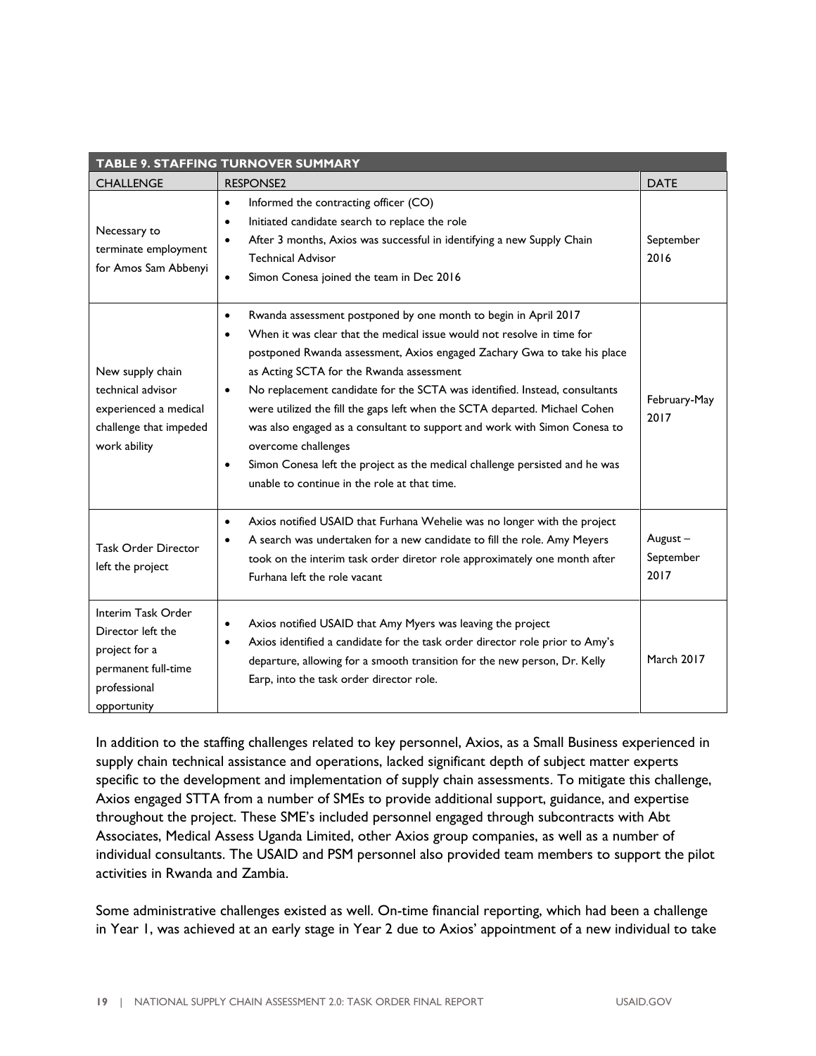| TABLE 9. STAFFING TURNOVER SUMMARY | | |
|---|---|---|
| CHALLENGE | RESPONSE2 | DATE |
| Necessary to terminate employment for Amos Sam Abbenyi | • Informed the contracting officer (CO)<br>• Initiated candidate search to replace the role<br>• After 3 months, Axios was successful in identifying a new Supply Chain Technical Advisor<br>• Simon Conesa joined the team in Dec 2016 | September 2016 |
| New supply chain technical advisor experienced a medical challenge that impeded work ability | • Rwanda assessment postponed by one month to begin in April 2017<br>• When it was clear that the medical issue would not resolve in time for postponed Rwanda assessment, Axios engaged Zachary Gwa to take his place as Acting SCTA for the Rwanda assessment<br>• No replacement candidate for the SCTA was identified. Instead, consultants were utilized the fill the gaps left when the SCTA departed. Michael Cohen was also engaged as a consultant to support and work with Simon Conesa to overcome challenges<br>• Simon Conesa left the project as the medical challenge persisted and he was unable to continue in the role at that time. | February-May 2017 |
| Task Order Director left the project | • Axios notified USAID that Furhana Wehelie was no longer with the project<br>• A search was undertaken for a new candidate to fill the role. Amy Meyers took on the interim task order diretor role approximately one month after Furhana left the role vacant | August – September 2017 |
| Interim Task Order Director left the project for a permanent full-time professional opportunity | • Axios notified USAID that Amy Myers was leaving the project<br>• Axios identified a candidate for the task order director role prior to Amy's departure, allowing for a smooth transition for the new person, Dr. Kelly Earp, into the task order director role. | March 2017 |

In addition to the staffing challenges related to key personnel, Axios, as a Small Business experienced in supply chain technical assistance and operations, lacked significant depth of subject matter experts specific to the development and implementation of supply chain assessments. To mitigate this challenge, Axios engaged STTA from a number of SMEs to provide additional support, guidance, and expertise throughout the project. These SME's included personnel engaged through subcontracts with Abt Associates, Medical Assess Uganda Limited, other Axios group companies, as well as a number of individual consultants. The USAID and PSM personnel also provided team members to support the pilot activities in Rwanda and Zambia.

Some administrative challenges existed as well. On-time financial reporting, which had been a challenge in Year 1, was achieved at an early stage in Year 2 due to Axios' appointment of a new individual to take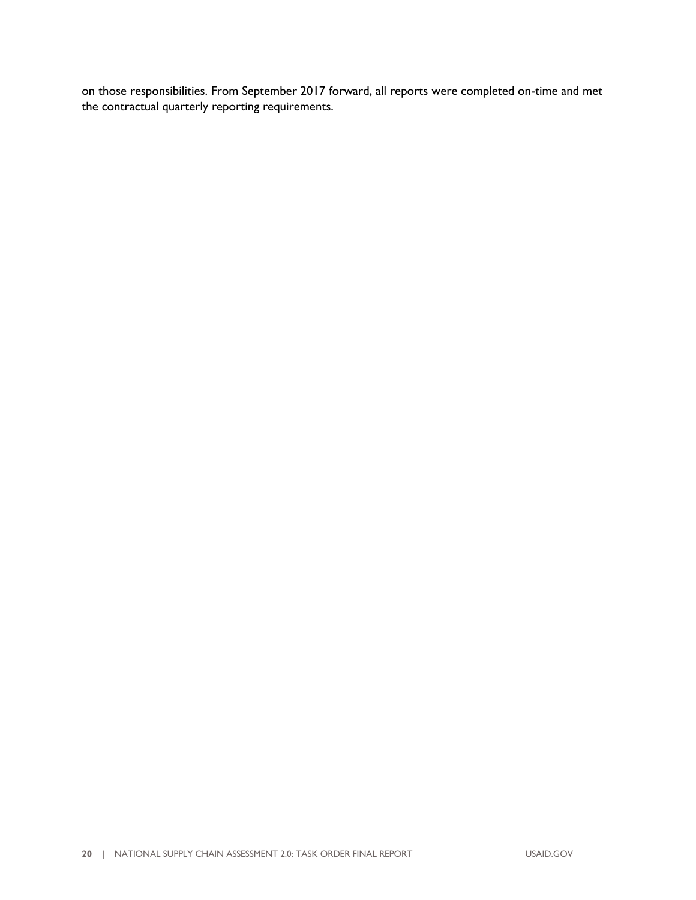on those responsibilities. From September 2017 forward, all reports were completed on-time and met the contractual quarterly reporting requirements.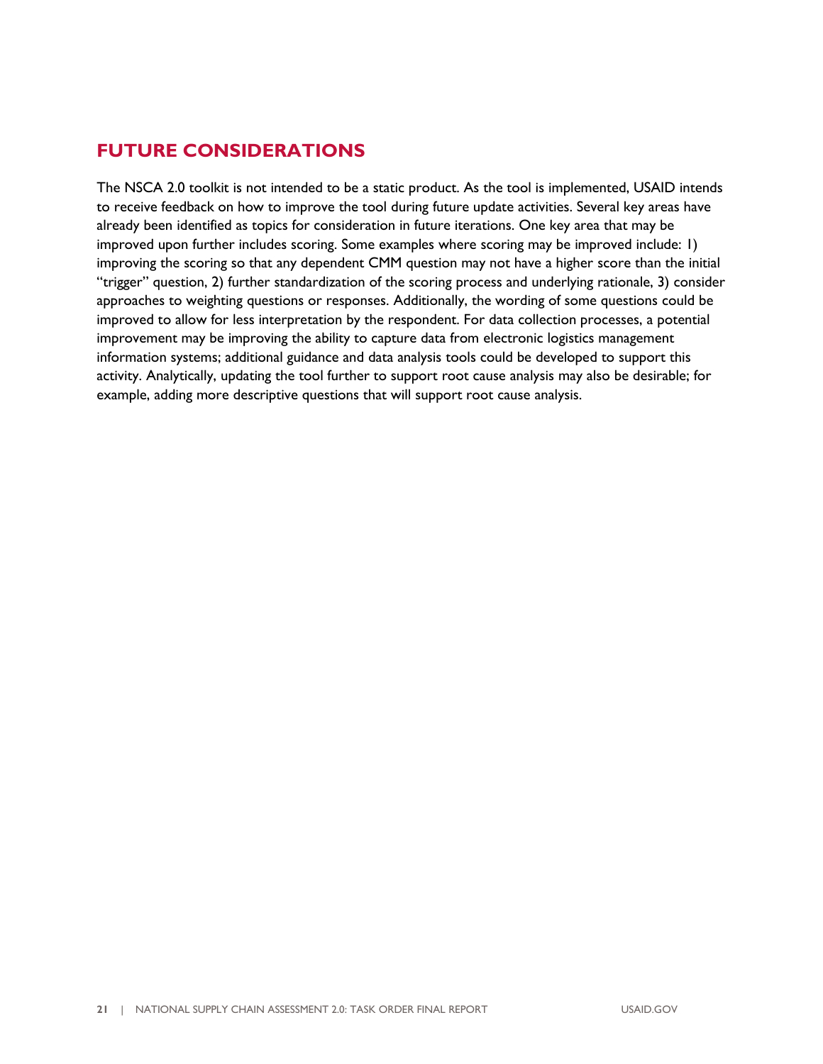## FUTURE CONSIDERATIONS

The NSCA 2.0 toolkit is not intended to be a static product. As the tool is implemented, USAID intends to receive feedback on how to improve the tool during future update activities. Several key areas have already been identified as topics for consideration in future iterations. One key area that may be improved upon further includes scoring. Some examples where scoring may be improved include: 1) improving the scoring so that any dependent CMM question may not have a higher score than the initial "trigger" question, 2) further standardization of the scoring process and underlying rationale, 3) consider approaches to weighting questions or responses. Additionally, the wording of some questions could be improved to allow for less interpretation by the respondent. For data collection processes, a potential improvement may be improving the ability to capture data from electronic logistics management information systems; additional guidance and data analysis tools could be developed to support this activity. Analytically, updating the tool further to support root cause analysis may also be desirable; for example, adding more descriptive questions that will support root cause analysis.